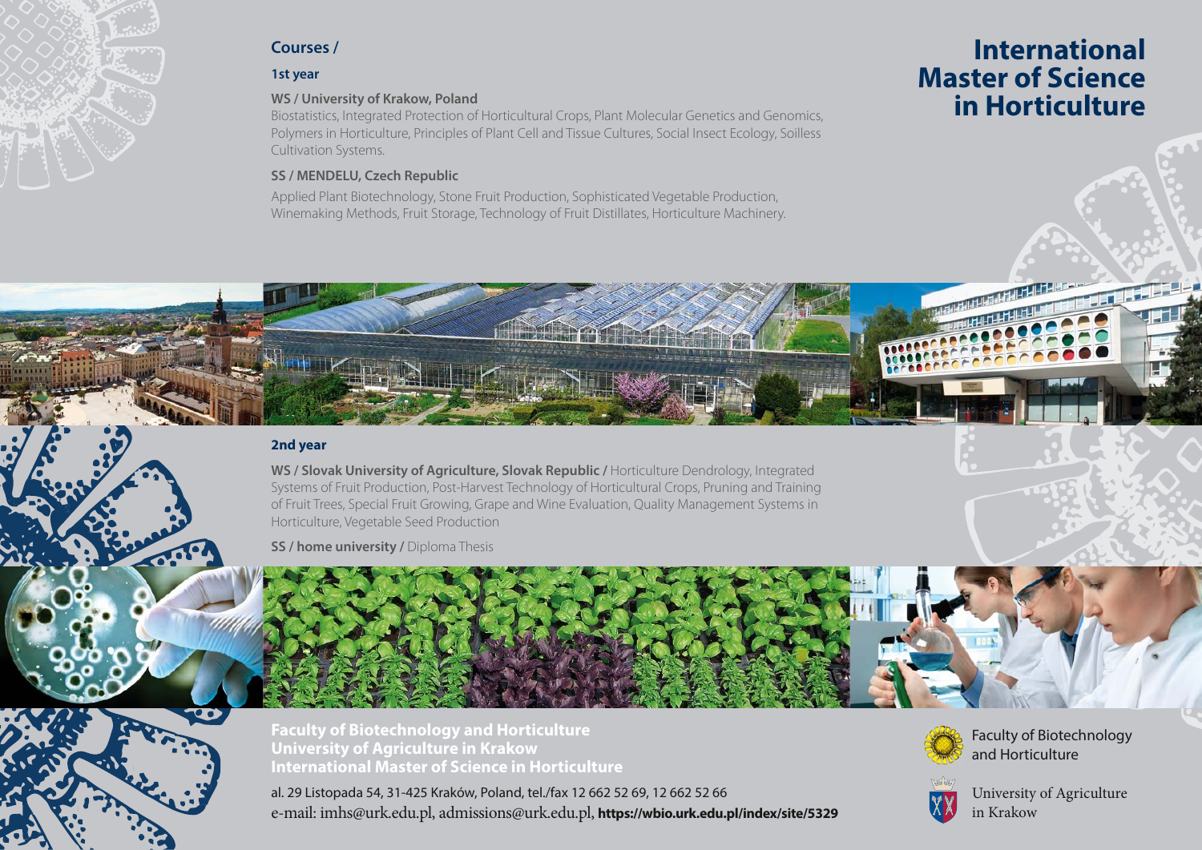# International Master of Science in Horticulture

## Courses /

### 1st year

**WS / University of Krakow, Poland**

Biostatistics, Integrated Protection of Horticultural Crops, Plant Molecular Genetics and Genomics, Polymers in Horticulture, Principles of Plant Cell and Tissue Cultures, Social Insect Ecology, Soilless Cultivation Systems.

**SS / MENDELU, Czech Republic**

Applied Plant Biotechnology, Stone Fruit Production, Sophisticated Vegetable Production, Winemaking Methods, Fruit Storage, Technology of Fruit Distillates, Horticulture Machinery.

### 2nd year

**WS / Slovak University of Agriculture, Slovak Republic /** Horticulture Dendrology, Integrated Systems of Fruit Production, Post-Harvest Technology of Horticultural Crops, Pruning and Training of Fruit Trees, Special Fruit Growing, Grape and Wine Evaluation, Quality Management Systems in Horticulture, Vegetable Seed Production

**SS / home university /** Diploma Thesis

**Faculty of Biotechnology and Horticulture**
**University of Agriculture in Krakow**
**International Master of Science in Horticulture**

al. 29 Listopada 54, 31-425 Kraków, Poland, tel./fax 12 662 52 69, 12 662 52 66
e-mail: imhs@urk.edu.pl, admissions@urk.edu.pl, **https://wbio.urk.edu.pl/index/site/5329**

Faculty of Biotechnology and Horticulture

University of Agriculture in Krakow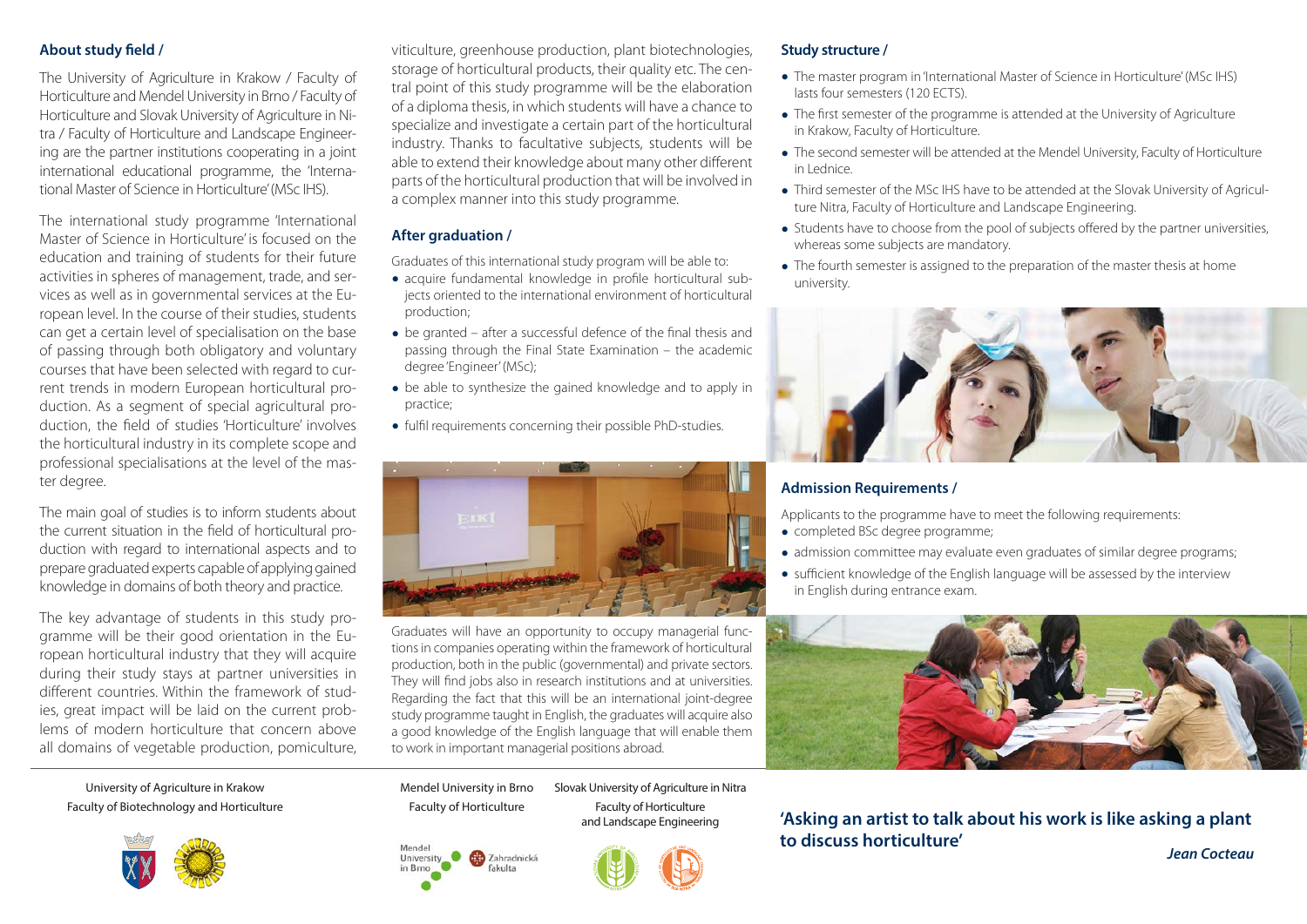## About study field /

The University of Agriculture in Krakow / Faculty of Horticulture and Mendel University in Brno / Faculty of Horticulture and Slovak University of Agriculture in Nitra / Faculty of Horticulture and Landscape Engineering are the partner institutions cooperating in a joint international educational programme, the 'International Master of Science in Horticulture' (MSc IHS).

The international study programme 'International Master of Science in Horticulture' is focused on the education and training of students for their future activities in spheres of management, trade, and services as well as in governmental services at the European level. In the course of their studies, students can get a certain level of specialisation on the base of passing through both obligatory and voluntary courses that have been selected with regard to current trends in modern European horticultural production. As a segment of special agricultural production, the field of studies 'Horticulture' involves the horticultural industry in its complete scope and professional specialisations at the level of the master degree.

The main goal of studies is to inform students about the current situation in the field of horticultural production with regard to international aspects and to prepare graduated experts capable of applying gained knowledge in domains of both theory and practice.

The key advantage of students in this study programme will be their good orientation in the European horticultural industry that they will acquire during their study stays at partner universities in different countries. Within the framework of studies, great impact will be laid on the current problems of modern horticulture that concern above all domains of vegetable production, pomiculture, viticulture, greenhouse production, plant biotechnologies, storage of horticultural products, their quality etc. The central point of this study programme will be the elaboration of a diploma thesis, in which students will have a chance to specialize and investigate a certain part of the horticultural industry. Thanks to facultative subjects, students will be able to extend their knowledge about many other different parts of the horticultural production that will be involved in a complex manner into this study programme.

## After graduation /

Graduates of this international study program will be able to:

- acquire fundamental knowledge in profile horticultural subjects oriented to the international environment of horticultural production;
- be granted – after a successful defence of the final thesis and passing through the Final State Examination – the academic degree 'Engineer' (MSc);
- be able to synthesize the gained knowledge and to apply in practice;
- fulfil requirements concerning their possible PhD-studies.

Graduates will have an opportunity to occupy managerial functions in companies operating within the framework of horticultural production, both in the public (governmental) and private sectors. They will find jobs also in research institutions and at universities. Regarding the fact that this will be an international joint-degree study programme taught in English, the graduates will acquire also a good knowledge of the English language that will enable them to work in important managerial positions abroad.

## Study structure /

- The master program in 'International Master of Science in Horticulture' (MSc IHS) lasts four semesters (120 ECTS).
- The first semester of the programme is attended at the University of Agriculture in Krakow, Faculty of Horticulture.
- The second semester will be attended at the Mendel University, Faculty of Horticulture in Lednice.
- Third semester of the MSc IHS have to be attended at the Slovak University of Agriculture Nitra, Faculty of Horticulture and Landscape Engineering.
- Students have to choose from the pool of subjects offered by the partner universities, whereas some subjects are mandatory.
- The fourth semester is assigned to the preparation of the master thesis at home university.

## Admission Requirements /

Applicants to the programme have to meet the following requirements:

- completed BSc degree programme;
- admission committee may evaluate even graduates of similar degree programs;
- sufficient knowledge of the English language will be assessed by the interview in English during entrance exam.

University of Agriculture in Krakow
Faculty of Biotechnology and Horticulture

Mendel University in Brno
Faculty of Horticulture

Slovak University of Agriculture in Nitra
Faculty of Horticulture and Landscape Engineering

**'Asking an artist to talk about his work is like asking a plant to discuss horticulture'**

***Jean Cocteau***